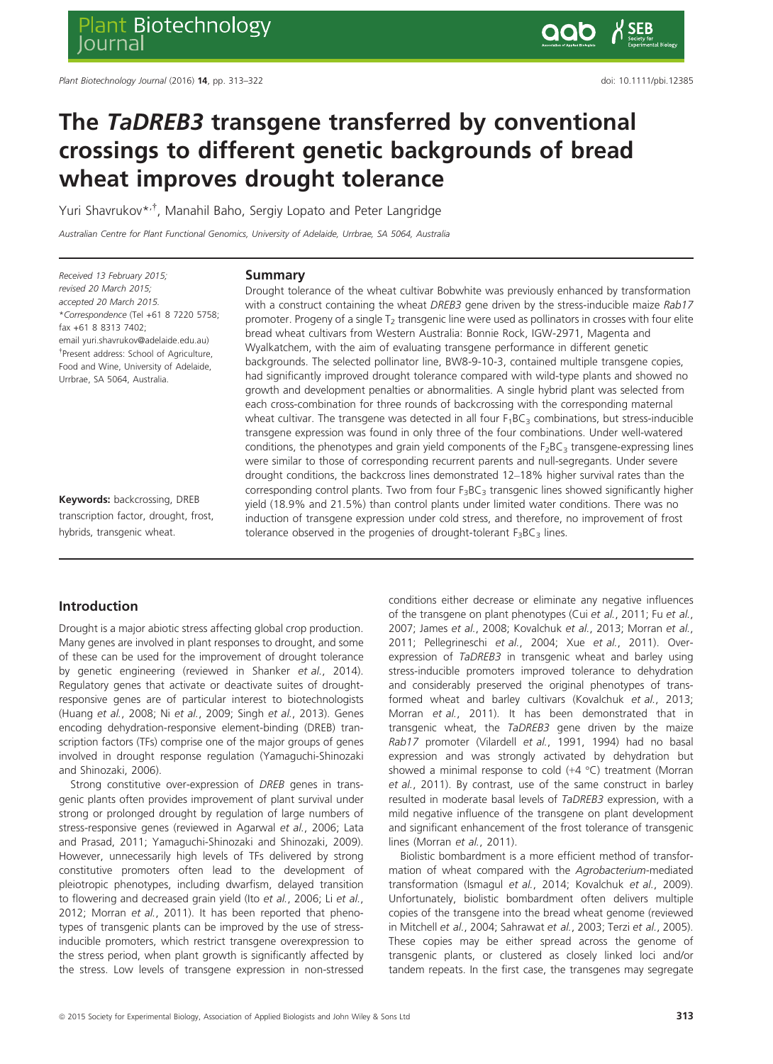# The *TaDREB3* transgene transferred by conventional crossings to different genetic backgrounds of bread wheat improves drought tolerance

Yuri Shavrukov*,†, Manahil Baho, Sergiy Lopato and Peter Langridge

*Australian Centre for Plant Functional Genomics, University of Adelaide, Urrbrae, SA 5064, Australia*

*Received 13 February 2015; revised 20 March 2015; accepted 20 March 2015.*

*\*Correspondence* (Tel +61 8 7220 5758; fax +61 8 8313 7402; email yuri.shavrukov@adelaide.edu.au)

†Present address: School of Agriculture, Food and Wine, University of Adelaide, Urrbrae, SA 5064, Australia.

**Keywords:** backcrossing, DREB transcription factor, drought, frost, hybrids, transgenic wheat.

## Summary

Drought tolerance of the wheat cultivar Bobwhite was previously enhanced by transformation with a construct containing the wheat *DREB3* gene driven by the stress-inducible maize *Rab17* promoter. Progeny of a single $T_2$ transgenic line were used as pollinators in crosses with four elite bread wheat cultivars from Western Australia: Bonnie Rock, IGW-2971, Magenta and Wyalkatchem, with the aim of evaluating transgene performance in different genetic backgrounds. The selected pollinator line, BW8-9-10-3, contained multiple transgene copies, had significantly improved drought tolerance compared with wild-type plants and showed no growth and development penalties or abnormalities. A single hybrid plant was selected from each cross-combination for three rounds of backcrossing with the corresponding maternal wheat cultivar. The transgene was detected in all four $F_1BC_3$ combinations, but stress-inducible transgene expression was found in only three of the four combinations. Under well-watered conditions, the phenotypes and grain yield components of the $F_2BC_3$ transgene-expressing lines were similar to those of corresponding recurrent parents and null-segregants. Under severe drought conditions, the backcross lines demonstrated 12–18% higher survival rates than the corresponding control plants. Two from four $F_3BC_3$ transgenic lines showed significantly higher yield (18.9% and 21.5%) than control plants under limited water conditions. There was no induction of transgene expression under cold stress, and therefore, no improvement of frost tolerance observed in the progenies of drought-tolerant $F_3BC_3$ lines.

## Introduction

Drought is a major abiotic stress affecting global crop production. Many genes are involved in plant responses to drought, and some of these can be used for the improvement of drought tolerance by genetic engineering (reviewed in Shanker *et al.*, 2014). Regulatory genes that activate or deactivate suites of drought-responsive genes are of particular interest to biotechnologists (Huang *et al.*, 2008; Ni *et al.*, 2009; Singh *et al.*, 2013). Genes encoding dehydration-responsive element-binding (DREB) transcription factors (TFs) comprise one of the major groups of genes involved in drought response regulation (Yamaguchi-Shinozaki and Shinozaki, 2006).

Strong constitutive over-expression of *DREB* genes in transgenic plants often provides improvement of plant survival under strong or prolonged drought by regulation of large numbers of stress-responsive genes (reviewed in Agarwal *et al.*, 2006; Lata and Prasad, 2011; Yamaguchi-Shinozaki and Shinozaki, 2009). However, unnecessarily high levels of TFs delivered by strong constitutive promoters often lead to the development of pleiotropic phenotypes, including dwarfism, delayed transition to flowering and decreased grain yield (Ito *et al.*, 2006; Li *et al.*, 2012; Morran *et al.*, 2011). It has been reported that phenotypes of transgenic plants can be improved by the use of stress-inducible promoters, which restrict transgene overexpression to the stress period, when plant growth is significantly affected by the stress. Low levels of transgene expression in non-stressed conditions either decrease or eliminate any negative influences of the transgene on plant phenotypes (Cui *et al.*, 2011; Fu *et al.*, 2007; James *et al.*, 2008; Kovalchuk *et al.*, 2013; Morran *et al.*, 2011; Pellegrineschi *et al.*, 2004; Xue *et al.*, 2011). Overexpression of *TaDREB3* in transgenic wheat and barley using stress-inducible promoters improved tolerance to dehydration and considerably preserved the original phenotypes of transformed wheat and barley cultivars (Kovalchuk *et al.*, 2013; Morran *et al.*, 2011). It has been demonstrated that in transgenic wheat, the *TaDREB3* gene driven by the maize *Rab17* promoter (Vilardell *et al.*, 1991, 1994) had no basal expression and was strongly activated by dehydration but showed a minimal response to cold (+4 °C) treatment (Morran *et al.*, 2011). By contrast, use of the same construct in barley resulted in moderate basal levels of *TaDREB3* expression, with a mild negative influence of the transgene on plant development and significant enhancement of the frost tolerance of transgenic lines (Morran *et al.*, 2011).

Biolistic bombardment is a more efficient method of transformation of wheat compared with the *Agrobacterium*-mediated transformation (Ismagul *et al.*, 2014; Kovalchuk *et al.*, 2009). Unfortunately, biolistic bombardment often delivers multiple copies of the transgene into the bread wheat genome (reviewed in Mitchell *et al.*, 2004; Sahrawat *et al.*, 2003; Terzi *et al.*, 2005). These copies may be either spread across the genome of transgenic plants, or clustered as closely linked loci and/or tandem repeats. In the first case, the transgenes may segregate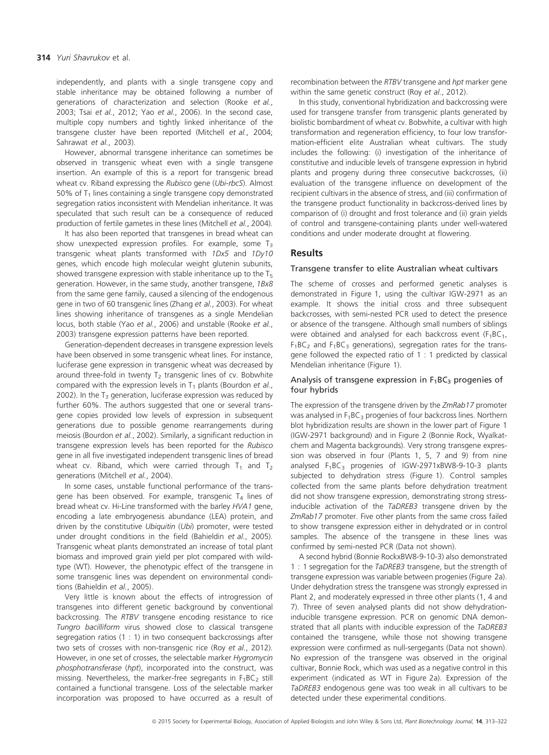independently, and plants with a single transgene copy and stable inheritance may be obtained following a number of generations of characterization and selection (Rooke *et al.*, 2003; Tsai *et al.*, 2012; Yao *et al.*, 2006). In the second case, multiple copy numbers and tightly linked inheritance of the transgene cluster have been reported (Mitchell *et al.*, 2004; Sahrawat *et al.*, 2003).

However, abnormal transgene inheritance can sometimes be observed in transgenic wheat even with a single transgene insertion. An example of this is a report for transgenic bread wheat cv. Riband expressing the *Rubisco* gene (*Ubi-rbcS*). Almost 50% of $T_1$ lines containing a single transgene copy demonstrated segregation ratios inconsistent with Mendelian inheritance. It was speculated that such result can be a consequence of reduced production of fertile gametes in these lines (Mitchell *et al.*, 2004).

It has also been reported that transgenes in bread wheat can show unexpected expression profiles. For example, some $T_3$ transgenic wheat plants transformed with *1Dx5* and *1Dy10* genes, which encode high molecular weight glutenin subunits, showed transgene expression with stable inheritance up to the $T_5$ generation. However, in the same study, another transgene, *1Bx8* from the same gene family, caused a silencing of the endogenous gene in two of 60 transgenic lines (Zhang *et al.*, 2003). For wheat lines showing inheritance of transgenes as a single Mendelian locus, both stable (Yao *et al.*, 2006) and unstable (Rooke *et al.*, 2003) transgene expression patterns have been reported.

Generation-dependent decreases in transgene expression levels have been observed in some transgenic wheat lines. For instance, luciferase gene expression in transgenic wheat was decreased by around three-fold in twenty $T_2$ transgenic lines of cv. Bobwhite compared with the expression levels in $T_1$ plants (Bourdon *et al.*, 2002). In the $T_3$ generation, luciferase expression was reduced by further 60%. The authors suggested that one or several transgene copies provided low levels of expression in subsequent generations due to possible genome rearrangements during meiosis (Bourdon *et al.*, 2002). Similarly, a significant reduction in transgene expression levels has been reported for the *Rubisco* gene in all five investigated independent transgenic lines of bread wheat cv. Riband, which were carried through $T_1$ and $T_2$ generations (Mitchell *et al.*, 2004).

In some cases, unstable functional performance of the transgene has been observed. For example, transgenic $T_4$ lines of bread wheat cv. Hi-Line transformed with the barley *HVA1* gene, encoding a late embryogenesis abundance (LEA) protein, and driven by the constitutive *Ubiquitin* (*Ubi*) promoter, were tested under drought conditions in the field (Bahieldin *et al.*, 2005). Transgenic wheat plants demonstrated an increase of total plant biomass and improved grain yield per plot compared with wild-type (WT). However, the phenotypic effect of the transgene in some transgenic lines was dependent on environmental conditions (Bahieldin *et al.*, 2005).

Very little is known about the effects of introgression of transgenes into different genetic background by conventional backcrossing. The *RTBV* transgene encoding resistance to rice *Tungro bacilliform* virus showed close to classical transgene segregation ratios (1 : 1) in two consequent backcrossings after two sets of crosses with non-transgenic rice (Roy *et al.*, 2012). However, in one set of crosses, the selectable marker *Hygromycin phosphotransferase* (*hpt*), incorporated into the construct, was missing. Nevertheless, the marker-free segregants in $F_1BC_2$ still contained a functional transgene. Loss of the selectable marker incorporation was proposed to have occurred as a result of recombination between the *RTBV* transgene and *hpt* marker gene within the same genetic construct (Roy *et al.*, 2012).

In this study, conventional hybridization and backcrossing were used for transgene transfer from transgenic plants generated by biolistic bombardment of wheat cv. Bobwhite, a cultivar with high transformation and regeneration efficiency, to four low transformation-efficient elite Australian wheat cultivars. The study includes the following: (i) investigation of the inheritance of constitutive and inducible levels of transgene expression in hybrid plants and progeny during three consecutive backcrosses, (ii) evaluation of the transgene influence on development of the recipient cultivars in the absence of stress, and (iii) confirmation of the transgene product functionality in backcross-derived lines by comparison of (i) drought and frost tolerance and (ii) grain yields of control and transgene-containing plants under well-watered conditions and under moderate drought at flowering.

## Results

### Transgene transfer to elite Australian wheat cultivars

The scheme of crosses and performed genetic analyses is demonstrated in Figure 1, using the cultivar IGW-2971 as an example. It shows the initial cross and three subsequent backcrosses, with semi-nested PCR used to detect the presence or absence of the transgene. Although small numbers of siblings were obtained and analysed for each backcross event ($F_1BC_1$, $F_1BC_2$ and $F_1BC_3$ generations), segregation rates for the transgene followed the expected ratio of 1 : 1 predicted by classical Mendelian inheritance (Figure 1).

### Analysis of transgene expression in $F_1BC_3$ progenies of four hybrids

The expression of the transgene driven by the *ZmRab17* promoter was analysed in $F_1BC_3$ progenies of four backcross lines. Northern blot hybridization results are shown in the lower part of Figure 1 (IGW-2971 background) and in Figure 2 (Bonnie Rock, Wyalkatchem and Magenta backgrounds). Very strong transgene expression was observed in four (Plants 1, 5, 7 and 9) from nine analysed $F_1BC_3$ progenies of IGW-2971xBW8-9-10-3 plants subjected to dehydration stress (Figure 1). Control samples collected from the same plants before dehydration treatment did not show transgene expression, demonstrating strong stress-inducible activation of the *TaDREB3* transgene driven by the *ZmRab17* promoter. Five other plants from the same cross failed to show transgene expression either in dehydrated or in control samples. The absence of the transgene in these lines was confirmed by semi-nested PCR (Data not shown).

A second hybrid (Bonnie RockxBW8-9-10-3) also demonstrated 1 : 1 segregation for the *TaDREB3* transgene, but the strength of transgene expression was variable between progenies (Figure 2a). Under dehydration stress the transgene was strongly expressed in Plant 2, and moderately expressed in three other plants (1, 4 and 7). Three of seven analysed plants did not show dehydration-inducible transgene expression. PCR on genomic DNA demonstrated that all plants with inducible expression of the *TaDREB3* contained the transgene, while those not showing transgene expression were confirmed as null-segregants (Data not shown). No expression of the transgene was observed in the original cultivar, Bonnie Rock, which was used as a negative control in this experiment (indicated as WT in Figure 2a). Expression of the *TaDREB3* endogenous gene was too weak in all cultivars to be detected under these experimental conditions.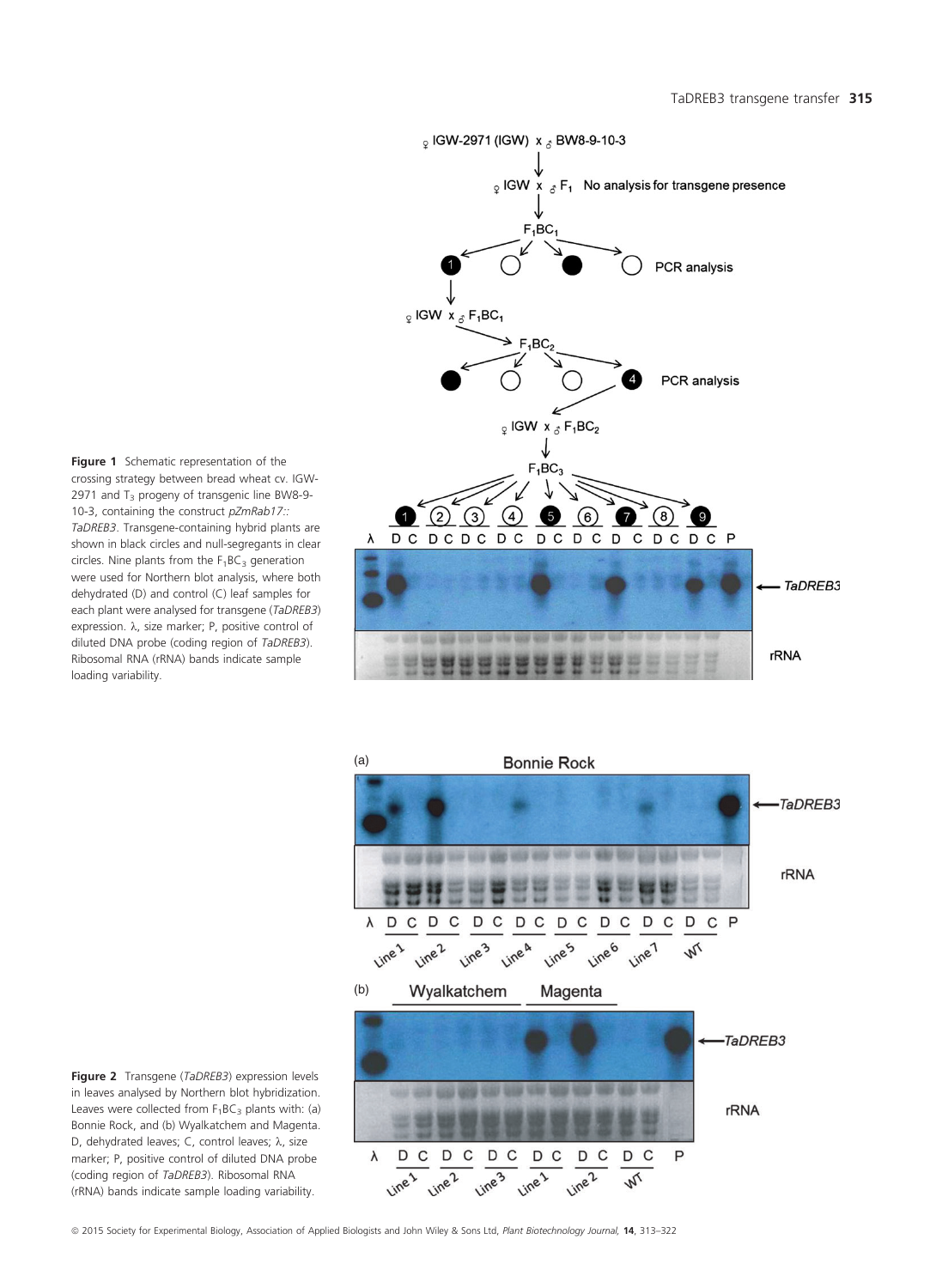**Figure 1** Schematic representation of the crossing strategy between bread wheat cv. IGW-2971 and $T_3$ progeny of transgenic line BW8-9-10-3, containing the construct *pZmRab17::TaDREB3*. Transgene-containing hybrid plants are shown in black circles and null-segregants in clear circles. Nine plants from the $F_1BC_3$ generation were used for Northern blot analysis, where both dehydrated (D) and control (C) leaf samples for each plant were analysed for transgene (*TaDREB3*) expression. λ, size marker; P, positive control of diluted DNA probe (coding region of *TaDREB3*). Ribosomal RNA (rRNA) bands indicate sample loading variability.

**Figure 2** Transgene (*TaDREB3*) expression levels in leaves analysed by Northern blot hybridization. Leaves were collected from $F_1BC_3$ plants with: (a) Bonnie Rock, and (b) Wyalkatchem and Magenta. D, dehydrated leaves; C, control leaves; λ, size marker; P, positive control of diluted DNA probe (coding region of *TaDREB3*). Ribosomal RNA (rRNA) bands indicate sample loading variability.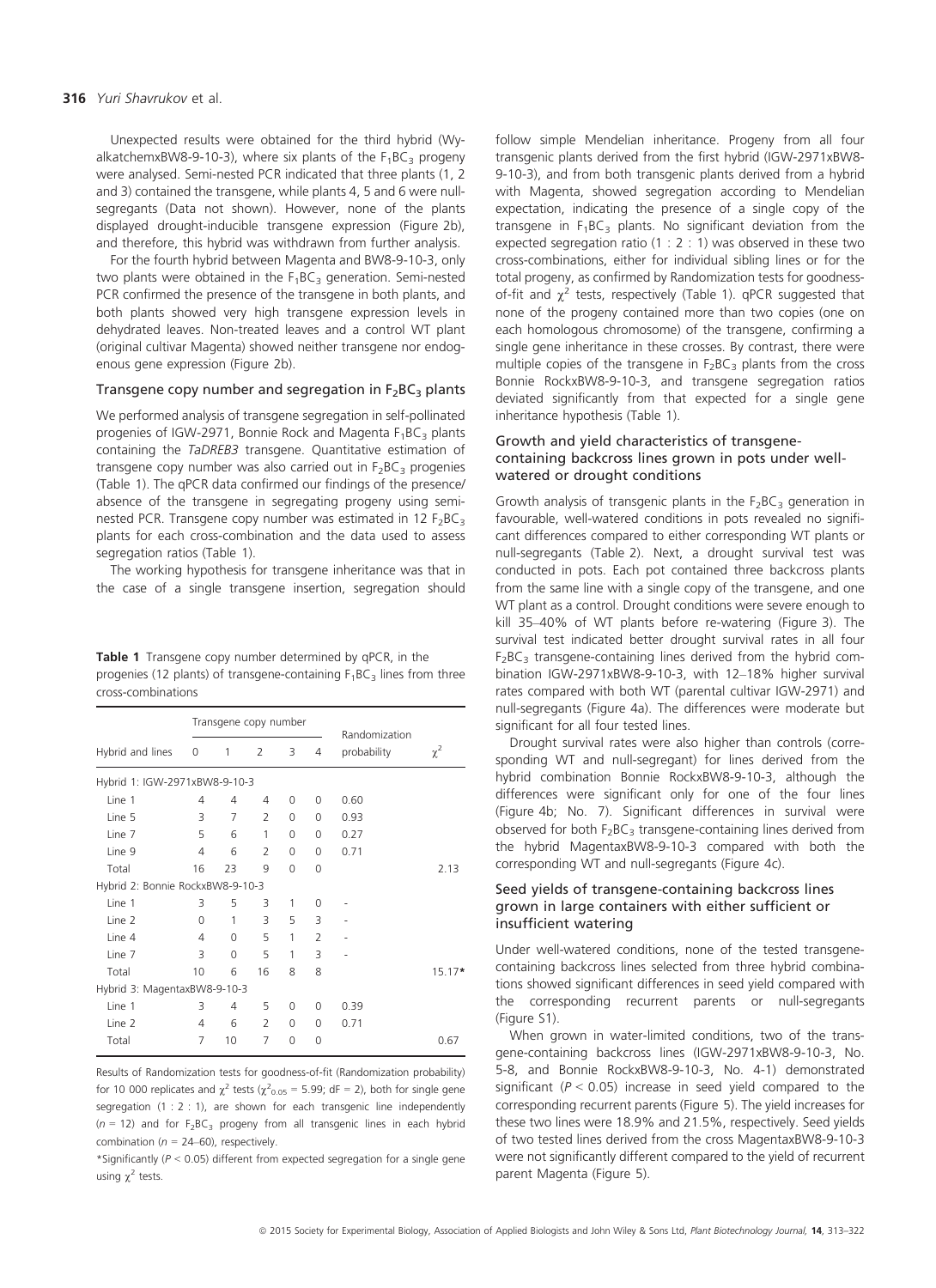Unexpected results were obtained for the third hybrid (Wyalkatchem×BW8-9-10-3), where six plants of the $F_1BC_3$ progeny were analysed. Semi-nested PCR indicated that three plants (1, 2 and 3) contained the transgene, while plants 4, 5 and 6 were null-segregants (Data not shown). However, none of the plants displayed drought-inducible transgene expression (Figure 2b), and therefore, this hybrid was withdrawn from further analysis.

For the fourth hybrid between Magenta and BW8-9-10-3, only two plants were obtained in the $F_1BC_3$ generation. Semi-nested PCR confirmed the presence of the transgene in both plants, and both plants showed very high transgene expression levels in dehydrated leaves. Non-treated leaves and a control WT plant (original cultivar Magenta) showed neither transgene nor endogenous gene expression (Figure 2b).

### Transgene copy number and segregation in $F_2BC_3$ plants

We performed analysis of transgene segregation in self-pollinated progenies of IGW-2971, Bonnie Rock and Magenta $F_1BC_3$ plants containing the *TaDREB3* transgene. Quantitative estimation of transgene copy number was also carried out in $F_2BC_3$ progenies (Table 1). The qPCR data confirmed our findings of the presence/absence of the transgene in segregating progeny using semi-nested PCR. Transgene copy number was estimated in 12 $F_2BC_3$ plants for each cross-combination and the data used to assess segregation ratios (Table 1).

The working hypothesis for transgene inheritance was that in the case of a single transgene insertion, segregation should follow simple Mendelian inheritance. Progeny from all four transgenic plants derived from the first hybrid (IGW-2971xBW8-9-10-3), and from both transgenic plants derived from a hybrid with Magenta, showed segregation according to Mendelian expectation, indicating the presence of a single copy of the transgene in $F_1BC_3$ plants. No significant deviation from the expected segregation ratio (1 : 2 : 1) was observed in these two cross-combinations, either for individual sibling lines or for the total progeny, as confirmed by Randomization tests for goodness-of-fit and $\chi^2$ tests, respectively (Table 1). qPCR suggested that none of the progeny contained more than two copies (one on each homologous chromosome) of the transgene, confirming a single gene inheritance in these crosses. By contrast, there were multiple copies of the transgene in $F_2BC_3$ plants from the cross Bonnie RockxBW8-9-10-3, and transgene segregation ratios deviated significantly from that expected for a single gene inheritance hypothesis (Table 1).

**Table 1** Transgene copy number determined by qPCR, in the progenies (12 plants) of transgene-containing $F_1BC_3$ lines from three cross-combinations

| Hybrid and lines | Transgene copy number | | | | | Randomization probability | $\chi^2$ |
|---|---|---|---|---|---|---|---|
| | 0 | 1 | 2 | 3 | 4 | | |
| Hybrid 1: IGW-2971xBW8-9-10-3 | | | | | | | |
| Line 1 | 4 | 4 | 4 | 0 | 0 | 0.60 | |
| Line 5 | 3 | 7 | 2 | 0 | 0 | 0.93 | |
| Line 7 | 5 | 6 | 1 | 0 | 0 | 0.27 | |
| Line 9 | 4 | 6 | 2 | 0 | 0 | 0.71 | |
| Total | 16 | 23 | 9 | 0 | 0 | | 2.13 |
| Hybrid 2: Bonnie RockxBW8-9-10-3 | | | | | | | |
| Line 1 | 3 | 5 | 3 | 1 | 0 | - | |
| Line 2 | 0 | 1 | 3 | 5 | 3 | - | |
| Line 4 | 4 | 0 | 5 | 1 | 2 | - | |
| Line 7 | 3 | 0 | 5 | 1 | 3 | - | |
| Total | 10 | 6 | 16 | 8 | 8 | | 15.17* |
| Hybrid 3: MagentaxBW8-9-10-3 | | | | | | | |
| Line 1 | 3 | 4 | 5 | 0 | 0 | 0.39 | |
| Line 2 | 4 | 6 | 2 | 0 | 0 | 0.71 | |
| Total | 7 | 10 | 7 | 0 | 0 | | 0.67 |

Results of Randomization tests for goodness-of-fit (Randomization probability) for 10 000 replicates and $\chi^2$ tests ($\chi^2_{0.05}$ = 5.99; dF = 2), both for single gene segregation (1 : 2 : 1), are shown for each transgenic line independently ($n$ = 12) and for $F_2BC_3$ progeny from all transgenic lines in each hybrid combination ($n$ = 24–60), respectively.

*Significantly ($P < 0.05$) different from expected segregation for a single gene using $\chi^2$ tests.

### Growth and yield characteristics of transgene-containing backcross lines grown in pots under well-watered or drought conditions

Growth analysis of transgenic plants in the $F_2BC_3$ generation in favourable, well-watered conditions in pots revealed no significant differences compared to either corresponding WT plants or null-segregants (Table 2). Next, a drought survival test was conducted in pots. Each pot contained three backcross plants from the same line with a single copy of the transgene, and one WT plant as a control. Drought conditions were severe enough to kill 35–40% of WT plants before re-watering (Figure 3). The survival test indicated better drought survival rates in all four $F_2BC_3$ transgene-containing lines derived from the hybrid combination IGW-2971xBW8-9-10-3, with 12–18% higher survival rates compared with both WT (parental cultivar IGW-2971) and null-segregants (Figure 4a). The differences were moderate but significant for all four tested lines.

Drought survival rates were also higher than controls (corresponding WT and null-segregant) for lines derived from the hybrid combination Bonnie RockxBW8-9-10-3, although the differences were significant only for one of the four lines (Figure 4b; No. 7). Significant differences in survival were observed for both $F_2BC_3$ transgene-containing lines derived from the hybrid MagentaxBW8-9-10-3 compared with both the corresponding WT and null-segregants (Figure 4c).

### Seed yields of transgene-containing backcross lines grown in large containers with either sufficient or insufficient watering

Under well-watered conditions, none of the tested transgene-containing backcross lines selected from three hybrid combinations showed significant differences in seed yield compared with the corresponding recurrent parents or null-segregants (Figure S1).

When grown in water-limited conditions, two of the transgene-containing backcross lines (IGW-2971xBW8-9-10-3, No. 5-8, and Bonnie RockxBW8-9-10-3, No. 4-1) demonstrated significant ($P < 0.05$) increase in seed yield compared to the corresponding recurrent parents (Figure 5). The yield increases for these two lines were 18.9% and 21.5%, respectively. Seed yields of two tested lines derived from the cross MagentaxBW8-9-10-3 were not significantly different compared to the yield of recurrent parent Magenta (Figure 5).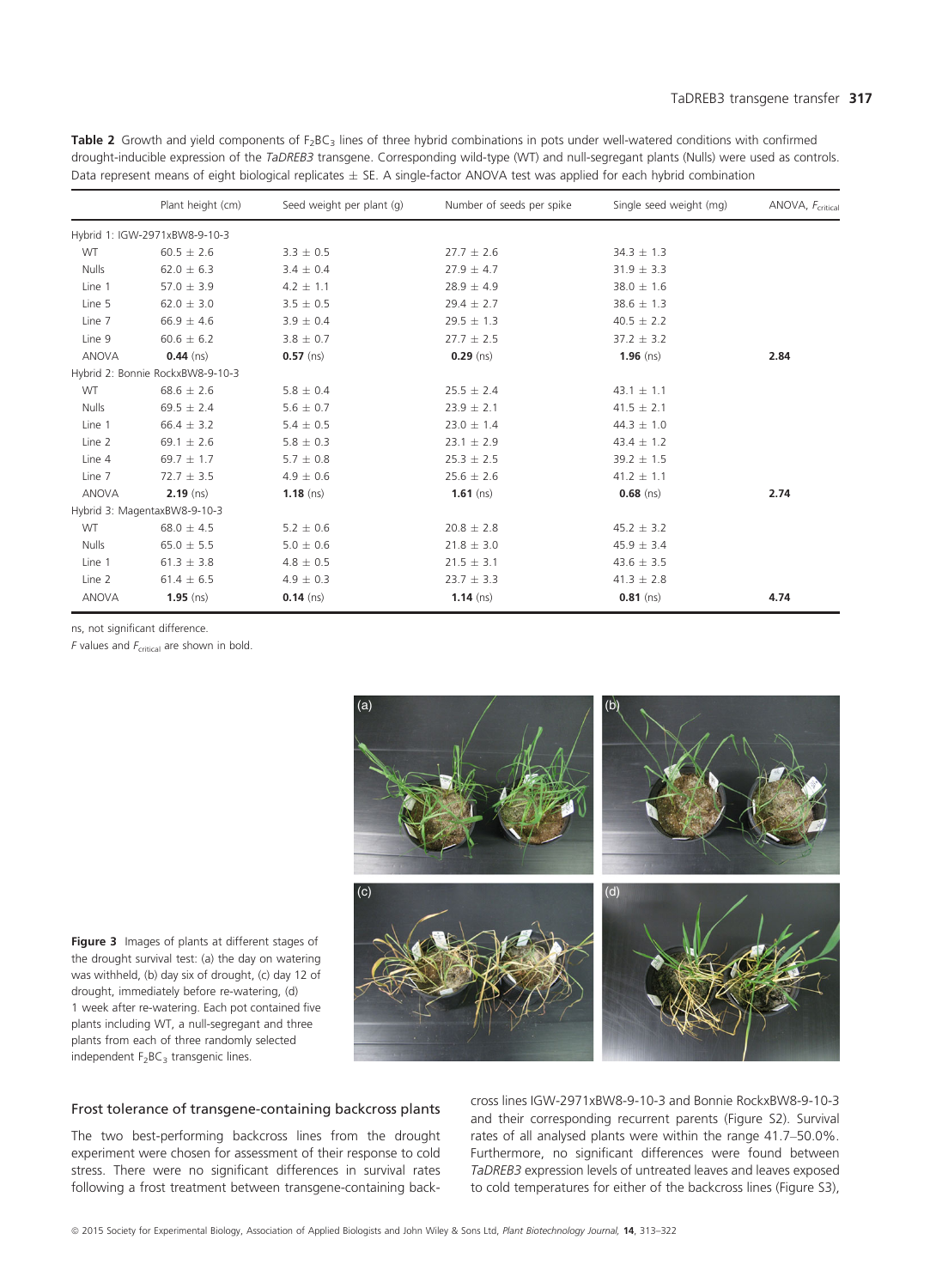**Table 2** Growth and yield components of $F_2BC_3$ lines of three hybrid combinations in pots under well-watered conditions with confirmed drought-inducible expression of the *TaDREB3* transgene. Corresponding wild-type (WT) and null-segregant plants (Nulls) were used as controls. Data represent means of eight biological replicates ± SE. A single-factor ANOVA test was applied for each hybrid combination

| | Plant height (cm) | Seed weight per plant (g) | Number of seeds per spike | Single seed weight (mg) | ANOVA, $F_{critical}$ |
|---|---|---|---|---|---|
| Hybrid 1: IGW-2971xBW8-9-10-3 | | | | | |
| WT | 60.5 ± 2.6 | 3.3 ± 0.5 | 27.7 ± 2.6 | 34.3 ± 1.3 | |
| Nulls | 62.0 ± 6.3 | 3.4 ± 0.4 | 27.9 ± 4.7 | 31.9 ± 3.3 | |
| Line 1 | 57.0 ± 3.9 | 4.2 ± 1.1 | 28.9 ± 4.9 | 38.0 ± 1.6 | |
| Line 5 | 62.0 ± 3.0 | 3.5 ± 0.5 | 29.4 ± 2.7 | 38.6 ± 1.3 | |
| Line 7 | 66.9 ± 4.6 | 3.9 ± 0.4 | 29.5 ± 1.3 | 40.5 ± 2.2 | |
| Line 9 | 60.6 ± 6.2 | 3.8 ± 0.7 | 27.7 ± 2.5 | 37.2 ± 3.2 | |
| ANOVA | **0.44** (ns) | **0.57** (ns) | **0.29** (ns) | **1.96** (ns) | **2.84** |
| Hybrid 2: Bonnie RockxBW8-9-10-3 | | | | | |
| WT | 68.6 ± 2.6 | 5.8 ± 0.4 | 25.5 ± 2.4 | 43.1 ± 1.1 | |
| Nulls | 69.5 ± 2.4 | 5.6 ± 0.7 | 23.9 ± 2.1 | 41.5 ± 2.1 | |
| Line 1 | 66.4 ± 3.2 | 5.4 ± 0.5 | 23.0 ± 1.4 | 44.3 ± 1.0 | |
| Line 2 | 69.1 ± 2.6 | 5.8 ± 0.3 | 23.1 ± 2.9 | 43.4 ± 1.2 | |
| Line 4 | 69.7 ± 1.7 | 5.7 ± 0.8 | 25.3 ± 2.5 | 39.2 ± 1.5 | |
| Line 7 | 72.7 ± 3.5 | 4.9 ± 0.6 | 25.6 ± 2.6 | 41.2 ± 1.1 | |
| ANOVA | **2.19** (ns) | **1.18** (ns) | **1.61** (ns) | **0.68** (ns) | **2.74** |
| Hybrid 3: MagentaxBW8-9-10-3 | | | | | |
| WT | 68.0 ± 4.5 | 5.2 ± 0.6 | 20.8 ± 2.8 | 45.2 ± 3.2 | |
| Nulls | 65.0 ± 5.5 | 5.0 ± 0.6 | 21.8 ± 3.0 | 45.9 ± 3.4 | |
| Line 1 | 61.3 ± 3.8 | 4.8 ± 0.5 | 21.5 ± 3.1 | 43.6 ± 3.5 | |
| Line 2 | 61.4 ± 6.5 | 4.9 ± 0.3 | 23.7 ± 3.3 | 41.3 ± 2.8 | |
| ANOVA | **1.95** (ns) | **0.14** (ns) | **1.14** (ns) | **0.81** (ns) | **4.74** |

ns, not significant difference.

*F* values and $F_{critical}$ are shown in bold.

**Figure 3** Images of plants at different stages of the drought survival test: (a) the day on watering was withheld, (b) day six of drought, (c) day 12 of drought, immediately before re-watering, (d) 1 week after re-watering. Each pot contained five plants including WT, a null-segregant and three plants from each of three randomly selected independent $F_2BC_3$ transgenic lines.

## Frost tolerance of transgene-containing backcross plants

The two best-performing backcross lines from the drought experiment were chosen for assessment of their response to cold stress. There were no significant differences in survival rates following a frost treatment between transgene-containing backcross lines IGW-2971xBW8-9-10-3 and Bonnie RockxBW8-9-10-3 and their corresponding recurrent parents (Figure S2). Survival rates of all analysed plants were within the range 41.7–50.0%. Furthermore, no significant differences were found between *TaDREB3* expression levels of untreated leaves and leaves exposed to cold temperatures for either of the backcross lines (Figure S3),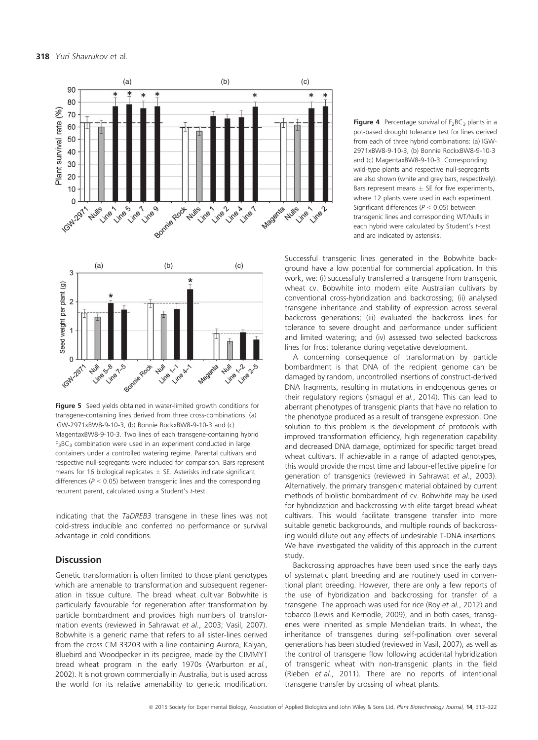**Figure 4** Percentage survival of $F_2BC_3$ plants in a pot-based drought tolerance test for lines derived from each of three hybrid combinations: (a) IGW-2971xBW8-9-10-3, (b) Bonnie RockxBW8-9-10-3 and (c) MagentaxBW8-9-10-3. Corresponding wild-type plants and respective null-segregants are also shown (white and grey bars, respectively). Bars represent means ± SE for five experiments, where 12 plants were used in each experiment. Significant differences ($P < 0.05$) between transgenic lines and corresponding WT/Nulls in each hybrid were calculated by Student's *t*-test and are indicated by asterisks.

**Figure 5** Seed yields obtained in water-limited growth conditions for transgene-containing lines derived from three cross-combinations: (a) IGW-2971xBW8-9-10-3, (b) Bonnie RockxBW8-9-10-3 and (c) MagentaxBW8-9-10-3. Two lines of each transgene-containing hybrid $F_3BC_3$ combination were used in an experiment conducted in large containers under a controlled watering regime. Parental cultivars and respective null-segregants were included for comparison. Bars represent means for 16 biological replicates ± SE. Asterisks indicate significant differences ($P < 0.05$) between transgenic lines and the corresponding recurrent parent, calculated using a Student's *t*-test.

indicating that the *TaDREB3* transgene in these lines was not cold-stress inducible and conferred no performance or survival advantage in cold conditions.

## Discussion

Genetic transformation is often limited to those plant genotypes which are amenable to transformation and subsequent regeneration in tissue culture. The bread wheat cultivar Bobwhite is particularly favourable for regeneration after transformation by particle bombardment and provides high numbers of transformation events (reviewed in Sahrawat *et al.*, 2003; Vasil, 2007). Bobwhite is a generic name that refers to all sister-lines derived from the cross CM 33203 with a line containing Aurora, Kalyan, Bluebird and Woodpecker in its pedigree, made by the CIMMYT bread wheat program in the early 1970s (Warburton *et al.*, 2002). It is not grown commercially in Australia, but is used across the world for its relative amenability to genetic modification. Successful transgenic lines generated in the Bobwhite background have a low potential for commercial application. In this work, we: (i) successfully transferred a transgene from transgenic wheat cv. Bobwhite into modern elite Australian cultivars by conventional cross-hybridization and backcrossing; (ii) analysed transgene inheritance and stability of expression across several backcross generations; (iii) evaluated the backcross lines for tolerance to severe drought and performance under sufficient and limited watering; and (iv) assessed two selected backcross lines for frost tolerance during vegetative development.

A concerning consequence of transformation by particle bombardment is that DNA of the recipient genome can be damaged by random, uncontrolled insertions of construct-derived DNA fragments, resulting in mutations in endogenous genes or their regulatory regions (Ismagul *et al.*, 2014). This can lead to aberrant phenotypes of transgenic plants that have no relation to the phenotype produced as a result of transgene expression. One solution to this problem is the development of protocols with improved transformation efficiency, high regeneration capability and decreased DNA damage, optimized for specific target bread wheat cultivars. If achievable in a range of adapted genotypes, this would provide the most time and labour-effective pipeline for generation of transgenics (reviewed in Sahrawat *et al.*, 2003). Alternatively, the primary transgenic material obtained by current methods of biolistic bombardment of cv. Bobwhite may be used for hybridization and backcrossing with elite target bread wheat cultivars. This would facilitate transgene transfer into more suitable genetic backgrounds, and multiple rounds of backcrossing would dilute out any effects of undesirable T-DNA insertions. We have investigated the validity of this approach in the current study.

Backcrossing approaches have been used since the early days of systematic plant breeding and are routinely used in conventional plant breeding. However, there are only a few reports of the use of hybridization and backcrossing for transfer of a transgene. The approach was used for rice (Roy *et al.*, 2012) and tobacco (Lewis and Kernodle, 2009), and in both cases, transgenes were inherited as simple Mendelian traits. In wheat, the inheritance of transgenes during self-pollination over several generations has been studied (reviewed in Vasil, 2007), as well as the control of transgene flow following accidental hybridization of transgenic wheat with non-transgenic plants in the field (Rieben *et al.*, 2011). There are no reports of intentional transgene transfer by crossing of wheat plants.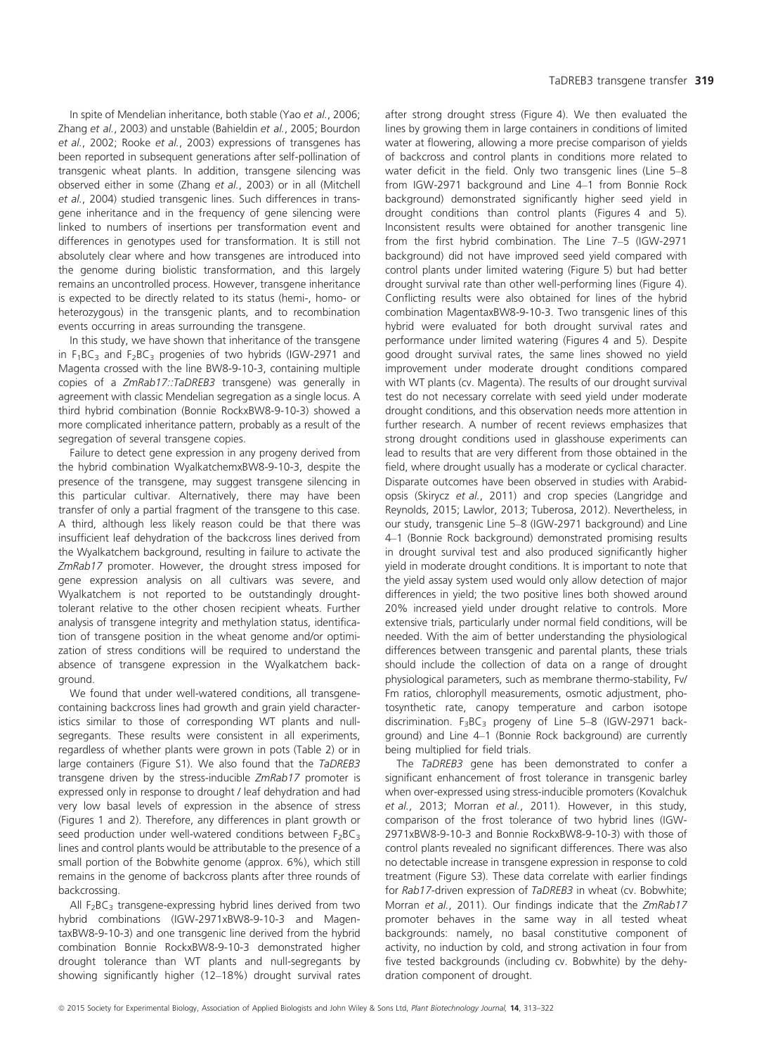In spite of Mendelian inheritance, both stable (Yao *et al.*, 2006; Zhang *et al.*, 2003) and unstable (Bahieldin *et al.*, 2005; Bourdon *et al.*, 2002; Rooke *et al.*, 2003) expressions of transgenes has been reported in subsequent generations after self-pollination of transgenic wheat plants. In addition, transgene silencing was observed either in some (Zhang *et al.*, 2003) or in all (Mitchell *et al.*, 2004) studied transgenic lines. Such differences in transgene inheritance and in the frequency of gene silencing were linked to numbers of insertions per transformation event and differences in genotypes used for transformation. It is still not absolutely clear where and how transgenes are introduced into the genome during biolistic transformation, and this largely remains an uncontrolled process. However, transgene inheritance is expected to be directly related to its status (hemi-, homo- or heterozygous) in the transgenic plants, and to recombination events occurring in areas surrounding the transgene.

In this study, we have shown that inheritance of the transgene in $F_1BC_3$ and $F_2BC_3$ progenies of two hybrids (IGW-2971 and Magenta crossed with the line BW8-9-10-3, containing multiple copies of a *ZmRab17::TaDREB3* transgene) was generally in agreement with classic Mendelian segregation as a single locus. A third hybrid combination (Bonnie RockxBW8-9-10-3) showed a more complicated inheritance pattern, probably as a result of the segregation of several transgene copies.

Failure to detect gene expression in any progeny derived from the hybrid combination WyalkatchemxBW8-9-10-3, despite the presence of the transgene, may suggest transgene silencing in this particular cultivar. Alternatively, there may have been transfer of only a partial fragment of the transgene to this case. A third, although less likely reason could be that there was insufficient leaf dehydration of the backcross lines derived from the Wyalkatchem background, resulting in failure to activate the *ZmRab17* promoter. However, the drought stress imposed for gene expression analysis on all cultivars was severe, and Wyalkatchem is not reported to be outstandingly drought-tolerant relative to the other chosen recipient wheats. Further analysis of transgene integrity and methylation status, identification of transgene position in the wheat genome and/or optimization of stress conditions will be required to understand the absence of transgene expression in the Wyalkatchem background.

We found that under well-watered conditions, all transgene-containing backcross lines had growth and grain yield characteristics similar to those of corresponding WT plants and null-segregants. These results were consistent in all experiments, regardless of whether plants were grown in pots (Table 2) or in large containers (Figure S1). We also found that the *TaDREB3* transgene driven by the stress-inducible *ZmRab17* promoter is expressed only in response to drought / leaf dehydration and had very low basal levels of expression in the absence of stress (Figures 1 and 2). Therefore, any differences in plant growth or seed production under well-watered conditions between $F_2BC_3$ lines and control plants would be attributable to the presence of a small portion of the Bobwhite genome (approx. 6%), which still remains in the genome of backcross plants after three rounds of backcrossing.

All $F_2BC_3$ transgene-expressing hybrid lines derived from two hybrid combinations (IGW-2971xBW8-9-10-3 and MagentaxBW8-9-10-3) and one transgenic line derived from the hybrid combination Bonnie RockxBW8-9-10-3 demonstrated higher drought tolerance than WT plants and null-segregants by showing significantly higher (12–18%) drought survival rates after strong drought stress (Figure 4). We then evaluated the lines by growing them in large containers in conditions of limited water at flowering, allowing a more precise comparison of yields of backcross and control plants in conditions more related to water deficit in the field. Only two transgenic lines (Line 5–8 from IGW-2971 background and Line 4–1 from Bonnie Rock background) demonstrated significantly higher seed yield in drought conditions than control plants (Figures 4 and 5). Inconsistent results were obtained for another transgenic line from the first hybrid combination. The Line 7–5 (IGW-2971 background) did not have improved seed yield compared with control plants under limited watering (Figure 5) but had better drought survival rate than other well-performing lines (Figure 4). Conflicting results were also obtained for lines of the hybrid combination MagentaxBW8-9-10-3. Two transgenic lines of this hybrid were evaluated for both drought survival rates and performance under limited watering (Figures 4 and 5). Despite good drought survival rates, the same lines showed no yield improvement under moderate drought conditions compared with WT plants (cv. Magenta). The results of our drought survival test do not necessary correlate with seed yield under moderate drought conditions, and this observation needs more attention in further research. A number of recent reviews emphasizes that strong drought conditions used in glasshouse experiments can lead to results that are very different from those obtained in the field, where drought usually has a moderate or cyclical character. Disparate outcomes have been observed in studies with Arabidopsis (Skirycz *et al.*, 2011) and crop species (Langridge and Reynolds, 2015; Lawlor, 2013; Tuberosa, 2012). Nevertheless, in our study, transgenic Line 5–8 (IGW-2971 background) and Line 4–1 (Bonnie Rock background) demonstrated promising results in drought survival test and also produced significantly higher yield in moderate drought conditions. It is important to note that the yield assay system used would only allow detection of major differences in yield; the two positive lines both showed around 20% increased yield under drought relative to controls. More extensive trials, particularly under normal field conditions, will be needed. With the aim of better understanding the physiological differences between transgenic and parental plants, these trials should include the collection of data on a range of drought physiological parameters, such as membrane thermo-stability, Fv/Fm ratios, chlorophyll measurements, osmotic adjustment, photosynthetic rate, canopy temperature and carbon isotope discrimination. $F_3BC_3$ progeny of Line 5–8 (IGW-2971 background) and Line 4–1 (Bonnie Rock background) are currently being multiplied for field trials.

The *TaDREB3* gene has been demonstrated to confer a significant enhancement of frost tolerance in transgenic barley when over-expressed using stress-inducible promoters (Kovalchuk *et al.*, 2013; Morran *et al.*, 2011). However, in this study, comparison of the frost tolerance of two hybrid lines (IGW-2971xBW8-9-10-3 and Bonnie RockxBW8-9-10-3) with those of control plants revealed no significant differences. There was also no detectable increase in transgene expression in response to cold treatment (Figure S3). These data correlate with earlier findings for *Rab17*-driven expression of *TaDREB3* in wheat (cv. Bobwhite; Morran *et al.*, 2011). Our findings indicate that the *ZmRab17* promoter behaves in the same way in all tested wheat backgrounds: namely, no basal constitutive component of activity, no induction by cold, and strong activation in four from five tested backgrounds (including cv. Bobwhite) by the dehydration component of drought.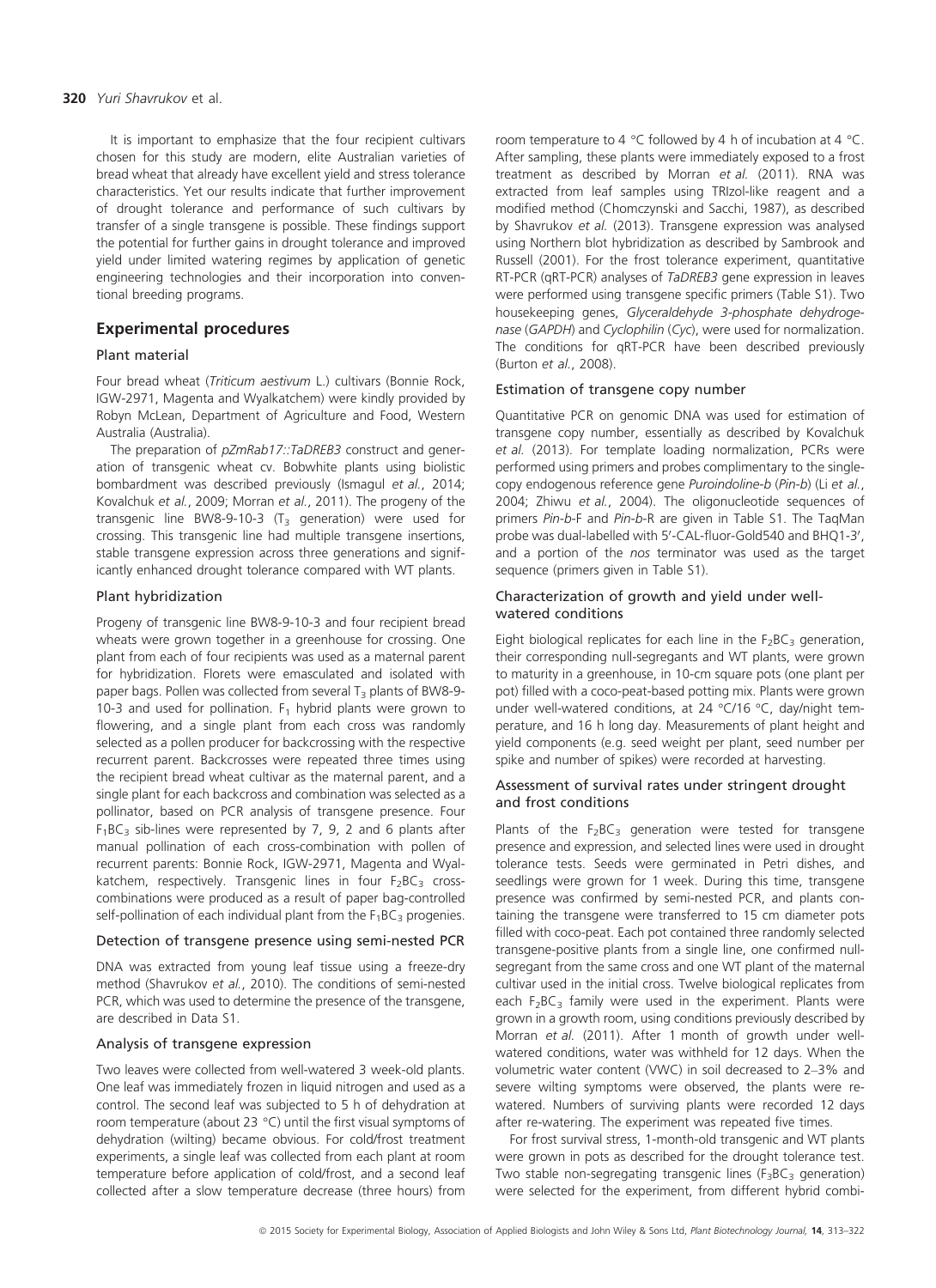It is important to emphasize that the four recipient cultivars chosen for this study are modern, elite Australian varieties of bread wheat that already have excellent yield and stress tolerance characteristics. Yet our results indicate that further improvement of drought tolerance and performance of such cultivars by transfer of a single transgene is possible. These findings support the potential for further gains in drought tolerance and improved yield under limited watering regimes by application of genetic engineering technologies and their incorporation into conventional breeding programs.

## Experimental procedures

### Plant material

Four bread wheat (*Triticum aestivum* L.) cultivars (Bonnie Rock, IGW-2971, Magenta and Wyalkatchem) were kindly provided by Robyn McLean, Department of Agriculture and Food, Western Australia (Australia).

The preparation of *pZmRab17::TaDREB3* construct and generation of transgenic wheat cv. Bobwhite plants using biolistic bombardment was described previously (Ismagul *et al.*, 2014; Kovalchuk *et al.*, 2009; Morran *et al.*, 2011). The progeny of the transgenic line BW8-9-10-3 ($T_3$ generation) were used for crossing. This transgenic line had multiple transgene insertions, stable transgene expression across three generations and significantly enhanced drought tolerance compared with WT plants.

### Plant hybridization

Progeny of transgenic line BW8-9-10-3 and four recipient bread wheats were grown together in a greenhouse for crossing. One plant from each of four recipients was used as a maternal parent for hybridization. Florets were emasculated and isolated with paper bags. Pollen was collected from several $T_3$ plants of BW8-9-10-3 and used for pollination. $F_1$ hybrid plants were grown to flowering, and a single plant from each cross was randomly selected as a pollen producer for backcrossing with the respective recurrent parent. Backcrosses were repeated three times using the recipient bread wheat cultivar as the maternal parent, and a single plant for each backcross and combination was selected as a pollinator, based on PCR analysis of transgene presence. Four $F_1BC_3$ sib-lines were represented by 7, 9, 2 and 6 plants after manual pollination of each cross-combination with pollen of recurrent parents: Bonnie Rock, IGW-2971, Magenta and Wyalkatchem, respectively. Transgenic lines in four $F_2BC_3$ cross-combinations were produced as a result of paper bag-controlled self-pollination of each individual plant from the $F_1BC_3$ progenies.

### Detection of transgene presence using semi-nested PCR

DNA was extracted from young leaf tissue using a freeze-dry method (Shavrukov *et al.*, 2010). The conditions of semi-nested PCR, which was used to determine the presence of the transgene, are described in Data S1.

### Analysis of transgene expression

Two leaves were collected from well-watered 3 week-old plants. One leaf was immediately frozen in liquid nitrogen and used as a control. The second leaf was subjected to 5 h of dehydration at room temperature (about 23 °C) until the first visual symptoms of dehydration (wilting) became obvious. For cold/frost treatment experiments, a single leaf was collected from each plant at room temperature before application of cold/frost, and a second leaf collected after a slow temperature decrease (three hours) from room temperature to 4 °C followed by 4 h of incubation at 4 °C. After sampling, these plants were immediately exposed to a frost treatment as described by Morran *et al.* (2011). RNA was extracted from leaf samples using TRIzol-like reagent and a modified method (Chomczynski and Sacchi, 1987), as described by Shavrukov *et al.* (2013). Transgene expression was analysed using Northern blot hybridization as described by Sambrook and Russell (2001). For the frost tolerance experiment, quantitative RT-PCR (qRT-PCR) analyses of *TaDREB3* gene expression in leaves were performed using transgene specific primers (Table S1). Two housekeeping genes, *Glyceraldehyde 3-phosphate dehydrogenase* (*GAPDH*) and *Cyclophilin* (*Cyc*), were used for normalization. The conditions for qRT-PCR have been described previously (Burton *et al.*, 2008).

### Estimation of transgene copy number

Quantitative PCR on genomic DNA was used for estimation of transgene copy number, essentially as described by Kovalchuk *et al.* (2013). For template loading normalization, PCRs were performed using primers and probes complimentary to the single-copy endogenous reference gene *Puroindoline-b* (*Pin-b*) (Li *et al.*, 2004; Zhiwu *et al.*, 2004). The oligonucleotide sequences of primers *Pin-b*-F and *Pin-b*-R are given in Table S1. The TaqMan probe was dual-labelled with 5′-CAL-fluor-Gold540 and BHQ1-3′, and a portion of the *nos* terminator was used as the target sequence (primers given in Table S1).

### Characterization of growth and yield under well-watered conditions

Eight biological replicates for each line in the $F_2BC_3$ generation, their corresponding null-segregants and WT plants, were grown to maturity in a greenhouse, in 10-cm square pots (one plant per pot) filled with a coco-peat-based potting mix. Plants were grown under well-watered conditions, at 24 °C/16 °C, day/night temperature, and 16 h long day. Measurements of plant height and yield components (e.g. seed weight per plant, seed number per spike and number of spikes) were recorded at harvesting.

### Assessment of survival rates under stringent drought and frost conditions

Plants of the $F_2BC_3$ generation were tested for transgene presence and expression, and selected lines were used in drought tolerance tests. Seeds were germinated in Petri dishes, and seedlings were grown for 1 week. During this time, transgene presence was confirmed by semi-nested PCR, and plants containing the transgene were transferred to 15 cm diameter pots filled with coco-peat. Each pot contained three randomly selected transgene-positive plants from a single line, one confirmed null-segregant from the same cross and one WT plant of the maternal cultivar used in the initial cross. Twelve biological replicates from each $F_2BC_3$ family were used in the experiment. Plants were grown in a growth room, using conditions previously described by Morran *et al.* (2011). After 1 month of growth under well-watered conditions, water was withheld for 12 days. When the volumetric water content (VWC) in soil decreased to 2–3% and severe wilting symptoms were observed, the plants were re-watered. Numbers of surviving plants were recorded 12 days after re-watering. The experiment was repeated five times.

For frost survival stress, 1-month-old transgenic and WT plants were grown in pots as described for the drought tolerance test. Two stable non-segregating transgenic lines ($F_3BC_3$ generation) were selected for the experiment, from different hybrid combi-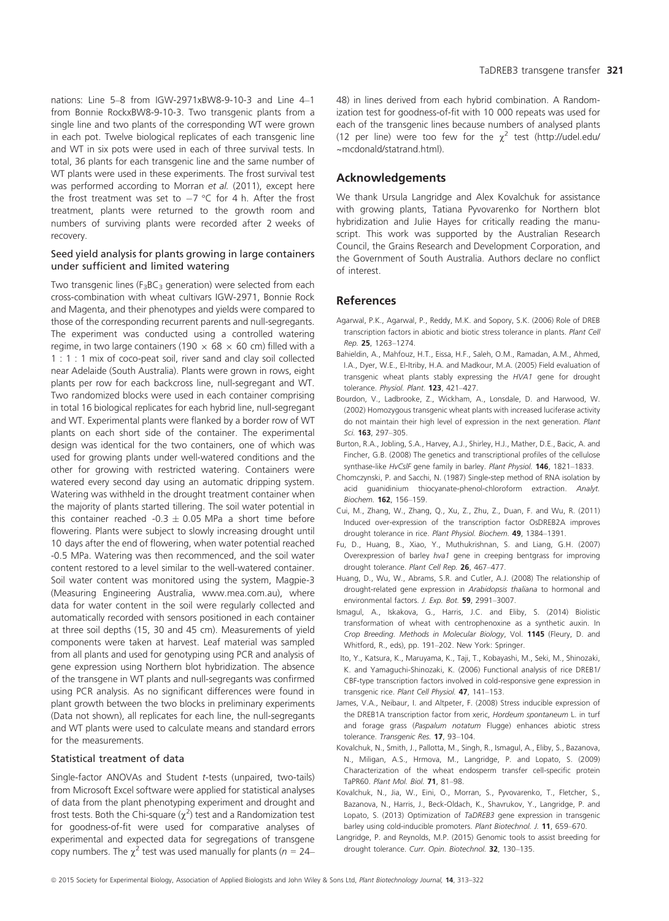nations: Line 5–8 from IGW-2971xBW8-9-10-3 and Line 4–1 from Bonnie RockxBW8-9-10-3. Two transgenic plants from a single line and two plants of the corresponding WT were grown in each pot. Twelve biological replicates of each transgenic line and WT in six pots were used in each of three survival tests. In total, 36 plants for each transgenic line and the same number of WT plants were used in these experiments. The frost survival test was performed according to Morran *et al.* (2011), except here the frost treatment was set to −7 °C for 4 h. After the frost treatment, plants were returned to the growth room and numbers of surviving plants were recorded after 2 weeks of recovery.

### Seed yield analysis for plants growing in large containers under sufficient and limited watering

Two transgenic lines ($F_3BC_3$ generation) were selected from each cross-combination with wheat cultivars IGW-2971, Bonnie Rock and Magenta, and their phenotypes and yields were compared to those of the corresponding recurrent parents and null-segregants. The experiment was conducted using a controlled watering regime, in two large containers (190 × 68 × 60 cm) filled with a 1 : 1 : 1 mix of coco-peat soil, river sand and clay soil collected near Adelaide (South Australia). Plants were grown in rows, eight plants per row for each backcross line, null-segregant and WT. Two randomized blocks were used in each container comprising in total 16 biological replicates for each hybrid line, null-segregant and WT. Experimental plants were flanked by a border row of WT plants on each short side of the container. The experimental design was identical for the two containers, one of which was used for growing plants under well-watered conditions and the other for growing with restricted watering. Containers were watered every second day using an automatic dripping system. Watering was withheld in the drought treatment container when the majority of plants started tillering. The soil water potential in this container reached -0.3 ± 0.05 MPa a short time before flowering. Plants were subject to slowly increasing drought until 10 days after the end of flowering, when water potential reached -0.5 MPa. Watering was then recommenced, and the soil water content restored to a level similar to the well-watered container. Soil water content was monitored using the system, Magpie-3 (Measuring Engineering Australia, www.mea.com.au), where data for water content in the soil were regularly collected and automatically recorded with sensors positioned in each container at three soil depths (15, 30 and 45 cm). Measurements of yield components were taken at harvest. Leaf material was sampled from all plants and used for genotyping using PCR and analysis of gene expression using Northern blot hybridization. The absence of the transgene in WT plants and null-segregants was confirmed using PCR analysis. As no significant differences were found in plant growth between the two blocks in preliminary experiments (Data not shown), all replicates for each line, the null-segregants and WT plants were used to calculate means and standard errors for the measurements.

### Statistical treatment of data

Single-factor ANOVAs and Student *t*-tests (unpaired, two-tails) from Microsoft Excel software were applied for statistical analyses of data from the plant phenotyping experiment and drought and frost tests. Both the Chi-square ($\chi^2$) test and a Randomization test for goodness-of-fit were used for comparative analyses of experimental and expected data for segregations of transgene copy numbers. The $\chi^2$ test was used manually for plants ($n$ = 24–48) in lines derived from each hybrid combination. A Randomization test for goodness-of-fit with 10 000 repeats was used for each of the transgenic lines because numbers of analysed plants (12 per line) were too few for the $\chi^2$ test (http://udel.edu/~mcdonald/statrand.html).

## Acknowledgements

We thank Ursula Langridge and Alex Kovalchuk for assistance with growing plants, Tatiana Pyvovarenko for Northern blot hybridization and Julie Hayes for critically reading the manuscript. This work was supported by the Australian Research Council, the Grains Research and Development Corporation, and the Government of South Australia. Authors declare no conflict of interest.

## References

Agarwal, P.K., Agarwal, P., Reddy, M.K. and Sopory, S.K. (2006) Role of DREB transcription factors in abiotic and biotic stress tolerance in plants. *Plant Cell Rep.* **25**, 1263–1274.

Bahieldin, A., Mahfouz, H.T., Eissa, H.F., Saleh, O.M., Ramadan, A.M., Ahmed, I.A., Dyer, W.E., El-Itriby, H.A. and Madkour, M.A. (2005) Field evaluation of transgenic wheat plants stably expressing the *HVA1* gene for drought tolerance. *Physiol. Plant.* **123**, 421–427.

Bourdon, V., Ladbrooke, Z., Wickham, A., Lonsdale, D. and Harwood, W. (2002) Homozygous transgenic wheat plants with increased luciferase activity do not maintain their high level of expression in the next generation. *Plant Sci.* **163**, 297–305.

Burton, R.A., Jobling, S.A., Harvey, A.J., Shirley, H.J., Mather, D.E., Bacic, A. and Fincher, G.B. (2008) The genetics and transcriptional profiles of the cellulose synthase-like *HvCslF* gene family in barley. *Plant Physiol.* **146**, 1821–1833.

Chomczynski, P. and Sacchi, N. (1987) Single-step method of RNA isolation by acid guanidinium thiocyanate-phenol-chloroform extraction. *Analyt. Biochem.* **162**, 156–159.

Cui, M., Zhang, W., Zhang, Q., Xu, Z., Zhu, Z., Duan, F. and Wu, R. (2011) Induced over-expression of the transcription factor OsDREB2A improves drought tolerance in rice. *Plant Physiol. Biochem.* **49**, 1384–1391.

Fu, D., Huang, B., Xiao, Y., Muthukrishnan, S. and Liang, G.H. (2007) Overexpression of barley *hva1* gene in creeping bentgrass for improving drought tolerance. *Plant Cell Rep.* **26**, 467–477.

Huang, D., Wu, W., Abrams, S.R. and Cutler, A.J. (2008) The relationship of drought-related gene expression in *Arabidopsis thaliana* to hormonal and environmental factors. *J. Exp. Bot.* **59**, 2991–3007.

Ismagul, A., Iskakova, G., Harris, J.C. and Eliby, S. (2014) Biolistic transformation of wheat with centrophenoxine as a synthetic auxin. In *Crop Breeding. Methods in Molecular Biology*, Vol. **1145** (Fleury, D. and Whitford, R., eds), pp. 191–202. New York: Springer.

Ito, Y., Katsura, K., Maruyama, K., Taji, T., Kobayashi, M., Seki, M., Shinozaki, K. and Yamaguchi-Shinozaki, K. (2006) Functional analysis of rice DREB1/CBF-type transcription factors involved in cold-responsive gene expression in transgenic rice. *Plant Cell Physiol.* **47**, 141–153.

James, V.A., Neibaur, I. and Altpeter, F. (2008) Stress inducible expression of the DREB1A transcription factor from xeric, *Hordeum spontaneum* L. in turf and forage grass (*Paspalum notatum* Flugge) enhances abiotic stress tolerance. *Transgenic Res.* **17**, 93–104.

Kovalchuk, N., Smith, J., Pallotta, M., Singh, R., Ismagul, A., Eliby, S., Bazanova, N., Milligan, A.S., Hrmova, M., Langridge, P. and Lopato, S. (2009) Characterization of the wheat endosperm transfer cell-specific protein TaPR60. *Plant Mol. Biol.* **71**, 81–98.

Kovalchuk, N., Jia, W., Eini, O., Morran, S., Pyvovarenko, T., Fletcher, S., Bazanova, N., Harris, J., Beck-Oldach, K., Shavrukov, Y., Langridge, P. and Lopato, S. (2013) Optimization of *TaDREB3* gene expression in transgenic barley using cold-inducible promoters. *Plant Biotechnol. J.* **11**, 659–670.

Langridge, P. and Reynolds, M.P. (2015) Genomic tools to assist breeding for drought tolerance. *Curr. Opin. Biotechnol.* **32**, 130–135.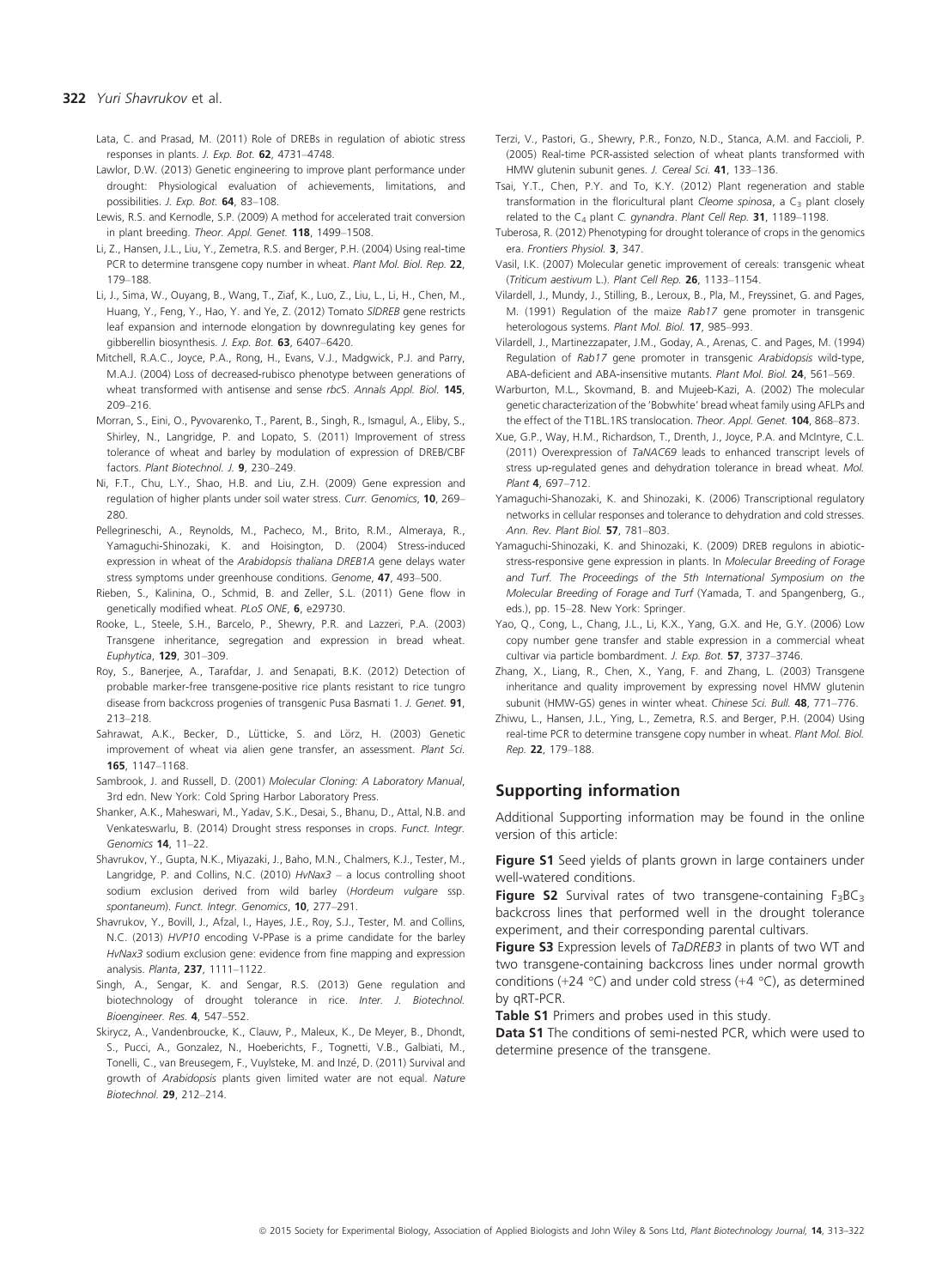Lata, C. and Prasad, M. (2011) Role of DREBs in regulation of abiotic stress responses in plants. *J. Exp. Bot.* **62**, 4731–4748.

Lawlor, D.W. (2013) Genetic engineering to improve plant performance under drought: Physiological evaluation of achievements, limitations, and possibilities. *J. Exp. Bot.* **64**, 83–108.

Lewis, R.S. and Kernodle, S.P. (2009) A method for accelerated trait conversion in plant breeding. *Theor. Appl. Genet.* **118**, 1499–1508.

Li, Z., Hansen, J.L., Liu, Y., Zemetra, R.S. and Berger, P.H. (2004) Using real-time PCR to determine transgene copy number in wheat. *Plant Mol. Biol. Rep.* **22**, 179–188.

Li, J., Sima, W., Ouyang, B., Wang, T., Ziaf, K., Luo, Z., Liu, L., Li, H., Chen, M., Huang, Y., Feng, Y., Hao, Y. and Ye, Z. (2012) Tomato *SlDREB* gene restricts leaf expansion and internode elongation by downregulating key genes for gibberellin biosynthesis. *J. Exp. Bot.* **63**, 6407–6420.

Mitchell, R.A.C., Joyce, P.A., Rong, H., Evans, V.J., Madgwick, P.J. and Parry, M.A.J. (2004) Loss of decreased-rubisco phenotype between generations of wheat transformed with antisense and sense *rbc*S. *Annals Appl. Biol.* **145**, 209–216.

Morran, S., Eini, O., Pyvovarenko, T., Parent, B., Singh, R., Ismagul, A., Eliby, S., Shirley, N., Langridge, P. and Lopato, S. (2011) Improvement of stress tolerance of wheat and barley by modulation of expression of DREB/CBF factors. *Plant Biotechnol. J.* **9**, 230–249.

Ni, F.T., Chu, L.Y., Shao, H.B. and Liu, Z.H. (2009) Gene expression and regulation of higher plants under soil water stress. *Curr. Genomics*, **10**, 269–280.

Pellegrineschi, A., Reynolds, M., Pacheco, M., Brito, R.M., Almeraya, R., Yamaguchi-Shinozaki, K. and Hoisington, D. (2004) Stress-induced expression in wheat of the *Arabidopsis thaliana DREB1A* gene delays water stress symptoms under greenhouse conditions. *Genome*, **47**, 493–500.

Rieben, S., Kalinina, O., Schmid, B. and Zeller, S.L. (2011) Gene flow in genetically modified wheat. *PLoS ONE*, **6**, e29730.

Rooke, L., Steele, S.H., Barcelo, P., Shewry, P.R. and Lazzeri, P.A. (2003) Transgene inheritance, segregation and expression in bread wheat. *Euphytica*, **129**, 301–309.

Roy, S., Banerjee, A., Tarafdar, J. and Senapati, B.K. (2012) Detection of probable marker-free transgene-positive rice plants resistant to rice tungro disease from backcross progenies of transgenic Pusa Basmati 1. *J. Genet.* **91**, 213–218.

Sahrawat, A.K., Becker, D., Lütticke, S. and Lörz, H. (2003) Genetic improvement of wheat via alien gene transfer, an assessment. *Plant Sci.* **165**, 1147–1168.

Sambrook, J. and Russell, D. (2001) *Molecular Cloning: A Laboratory Manual*, 3rd edn. New York: Cold Spring Harbor Laboratory Press.

Shanker, A.K., Maheswari, M., Yadav, S.K., Desai, S., Bhanu, D., Attal, N.B. and Venkateswarlu, B. (2014) Drought stress responses in crops. *Funct. Integr. Genomics* **14**, 11–22.

Shavrukov, Y., Gupta, N.K., Miyazaki, J., Baho, M.N., Chalmers, K.J., Tester, M., Langridge, P. and Collins, N.C. (2010) *HvNax3* – a locus controlling shoot sodium exclusion derived from wild barley (*Hordeum vulgare* ssp. *spontaneum*). *Funct. Integr. Genomics*, **10**, 277–291.

Shavrukov, Y., Bovill, J., Afzal, I., Hayes, J.E., Roy, S.J., Tester, M. and Collins, N.C. (2013) *HVP10* encoding V-PPase is a prime candidate for the barley *HvNax3* sodium exclusion gene: evidence from fine mapping and expression analysis. *Planta*, **237**, 1111–1122.

Singh, A., Sengar, K. and Sengar, R.S. (2013) Gene regulation and biotechnology of drought tolerance in rice. *Inter. J. Biotechnol. Bioengineer. Res.* **4**, 547–552.

Skirycz, A., Vandenbroucke, K., Clauw, P., Maleux, K., De Meyer, B., Dhondt, S., Pucci, A., Gonzalez, N., Hoeberichts, F., Tognetti, V.B., Galbiati, M., Tonelli, C., van Breusegem, F., Vuylsteke, M. and Inzé, D. (2011) Survival and growth of *Arabidopsis* plants given limited water are not equal. *Nature Biotechnol.* **29**, 212–214.

Terzi, V., Pastori, G., Shewry, P.R., Fonzo, N.D., Stanca, A.M. and Faccioli, P. (2005) Real-time PCR-assisted selection of wheat plants transformed with HMW glutenin subunit genes. *J. Cereal Sci.* **41**, 133–136.

Tsai, Y.T., Chen, P.Y. and To, K.Y. (2012) Plant regeneration and stable transformation in the floricultural plant *Cleome spinosa*, a $C_3$ plant closely related to the $C_4$ plant *C. gynandra*. *Plant Cell Rep.* **31**, 1189–1198.

Tuberosa, R. (2012) Phenotyping for drought tolerance of crops in the genomics era. *Frontiers Physiol.* **3**, 347.

Vasil, I.K. (2007) Molecular genetic improvement of cereals: transgenic wheat (*Triticum aestivum* L.). *Plant Cell Rep.* **26**, 1133–1154.

Vilardell, J., Mundy, J., Stilling, B., Leroux, B., Pla, M., Freyssinet, G. and Pages, M. (1991) Regulation of the maize *Rab17* gene promoter in transgenic heterologous systems. *Plant Mol. Biol.* **17**, 985–993.

Vilardell, J., Martinezzapater, J.M., Goday, A., Arenas, C. and Pages, M. (1994) Regulation of *Rab17* gene promoter in transgenic *Arabidopsis* wild-type, ABA-deficient and ABA-insensitive mutants. *Plant Mol. Biol.* **24**, 561–569.

Warburton, M.L., Skovmand, B. and Mujeeb-Kazi, A. (2002) The molecular genetic characterization of the 'Bobwhite' bread wheat family using AFLPs and the effect of the T1BL.1RS translocation. *Theor. Appl. Genet.* **104**, 868–873.

Xue, G.P., Way, H.M., Richardson, T., Drenth, J., Joyce, P.A. and McIntyre, C.L. (2011) Overexpression of *TaNAC69* leads to enhanced transcript levels of stress up-regulated genes and dehydration tolerance in bread wheat. *Mol. Plant* **4**, 697–712.

Yamaguchi-Shanozaki, K. and Shinozaki, K. (2006) Transcriptional regulatory networks in cellular responses and tolerance to dehydration and cold stresses. *Ann. Rev. Plant Biol.* **57**, 781–803.

Yamaguchi-Shanozaki, K. and Shinozaki, K. (2009) DREB regulons in abiotic-stress-responsive gene expression in plants. In *Molecular Breeding of Forage and Turf. The Proceedings of the 5th International Symposium on the Molecular Breeding of Forage and Turf* (Yamada, T. and Spangenberg, G., eds.), pp. 15–28. New York: Springer.

Yao, Q., Cong, L., Chang, J.L., Li, K.X., Yang, G.X. and He, G.Y. (2006) Low copy number gene transfer and stable expression in a commercial wheat cultivar via particle bombardment. *J. Exp. Bot.* **57**, 3737–3746.

Zhang, X., Liang, R., Chen, X., Yang, F. and Zhang, L. (2003) Transgene inheritance and quality improvement by expressing novel HMW glutenin subunit (HMW-GS) genes in winter wheat. *Chinese Sci. Bull.* **48**, 771–776.

Zhiwu, L., Hansen, J.L., Ying, L., Zemetra, R.S. and Berger, P.H. (2004) Using real-time PCR to determine transgene copy number in wheat. *Plant Mol. Biol. Rep.* **22**, 179–188.

## Supporting information

Additional Supporting information may be found in the online version of this article:

**Figure S1** Seed yields of plants grown in large containers under well-watered conditions.

**Figure S2** Survival rates of two transgene-containing $F_3BC_3$ backcross lines that performed well in the drought tolerance experiment, and their corresponding parental cultivars.

**Figure S3** Expression levels of *TaDREB3* in plants of two WT and two transgene-containing backcross lines under normal growth conditions (+24 °C) and under cold stress (+4 °C), as determined by qRT-PCR.

**Table S1** Primers and probes used in this study.

**Data S1** The conditions of semi-nested PCR, which were used to determine presence of the transgene.